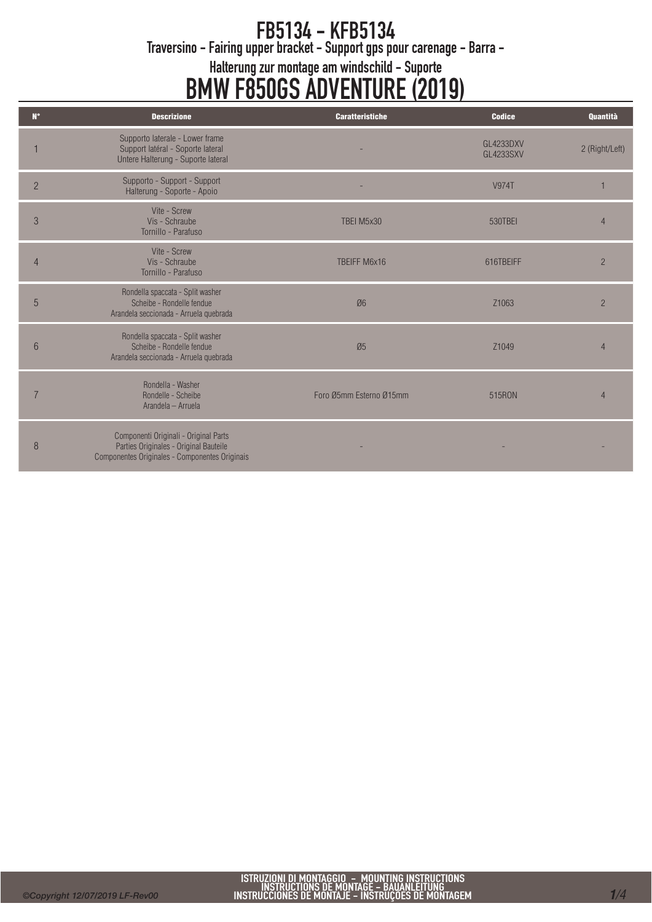# FB5134 - KFB5134

## Traversino - Fairing upper bracket - Support gps pour carenage - Barra - Halterung zur montage am windschild - Suporte

# BMW F850GS ADVENTURE (2019)

| N° | Descrizione | Caratteristiche | Codice | Quantità |
|---|---|---|---|---|
| 1 | Supporto laterale - Lower frame<br>Support latéral - Soporte lateral<br>Untere Halterung - Suporte lateral | - | GL4233DXV<br>GL4233SXV | 2 (Right/Left) |
| 2 | Supporto - Support - Support<br>Halterung - Soporte - Apoio | - | V974T | 1 |
| 3 | Vite - Screw<br>Vis - Schraube<br>Tornillo - Parafuso | TBEI M5x30 | 530TBEI | 4 |
| 4 | Vite - Screw<br>Vis - Schraube<br>Tornillo - Parafuso | TBEIFF M6x16 | 616TBEIFF | 2 |
| 5 | Rondella spaccata - Split washer<br>Scheibe - Rondelle fendue<br>Arandela seccionada - Arruela quebrada | Ø6 | Z1063 | 2 |
| 6 | Rondella spaccata - Split washer<br>Scheibe - Rondelle fendue<br>Arandela seccionada - Arruela quebrada | Ø5 | Z1049 | 4 |
| 7 | Rondella - Washer<br>Rondelle - Scheibe<br>Arandela – Arruela | Foro Ø5mm Esterno Ø15mm | 515RON | 4 |
| 8 | Componenti Originali - Original Parts<br>Parties Originales - Original Bauteile<br>Componentes Originales - Componentes Originais | - | - | - |

ISTRUZIONI DI MONTAGGIO – MOUNTING INSTRUCTIONS
INSTRUCTIONS DE MONTAGE – BAUANLEITUNG
INSTRUCCIONES DE MONTAJE – INSTRUÇOES DE MONTAGEM

©Copyright 12/07/2019 LF-Rev00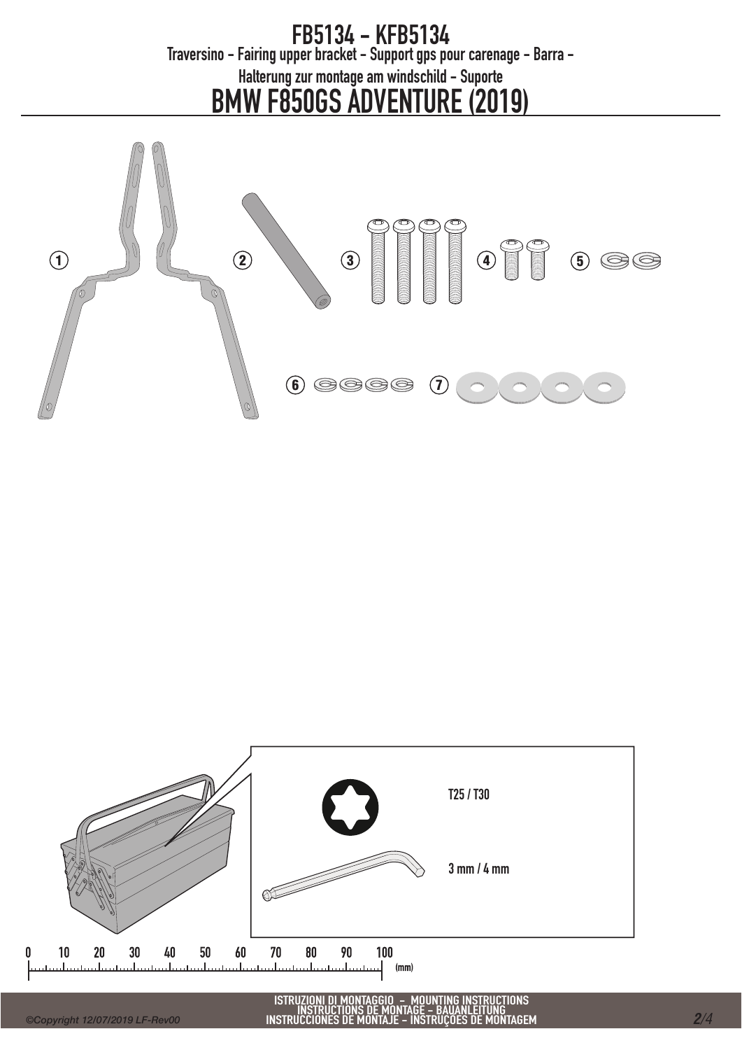# FB5134 - KFB5134

## Traversino - Fairing upper bracket - Support gps pour carenage - Barra - Halterung zur montage am windschild - Suporte

# BMW F850GS ADVENTURE (2019)

1
2
3
4
5
6
7

T25 / T30

3 mm / 4 mm

0 10 20 30 40 50 60 70 80 90 100 (mm)

ISTRUZIONI DI MONTAGGIO – MOUNTING INSTRUCTIONS
INSTRUCTIONS DE MONTAGE – BAUANLEITUNG
INSTRUCCIONES DE MONTAJE – INSTRUÇOES DE MONTAGEM

©Copyright 12/07/2019 LF-Rev00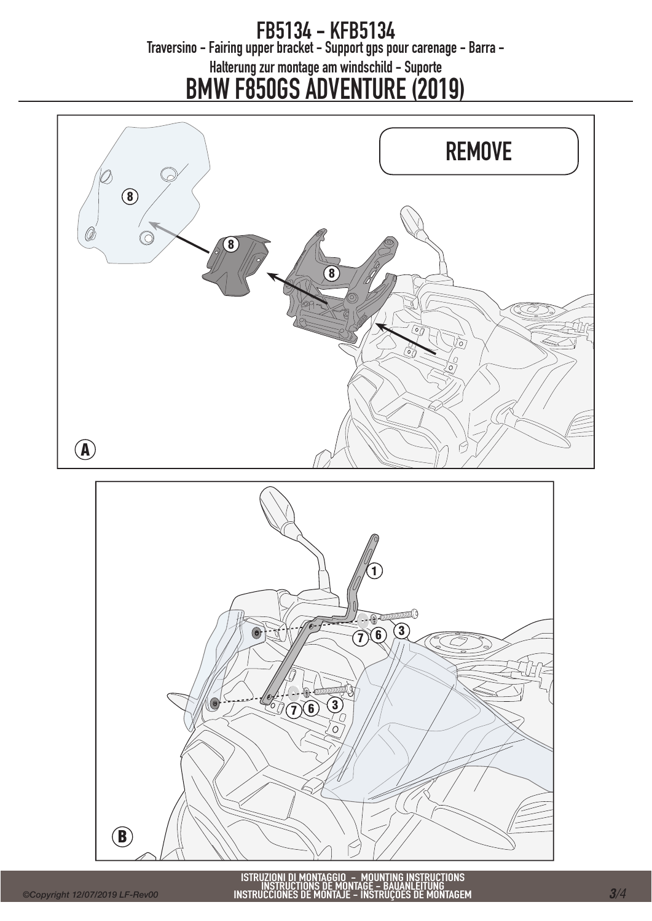# FB5134 - KFB5134

Traversino - Fairing upper bracket - Support gps pour carenage - Barra - Halterung zur montage am windschild - Suporte

## BMW F850GS ADVENTURE (2019)

REMOVE

8

8

8

A

1

7 6 3

7 6 3

B

ISTRUZIONI DI MONTAGGIO – MOUNTING INSTRUCTIONS
INSTRUCTIONS DE MONTAGE – BAUANLEITUNG
INSTRUCCIONES DE MONTAJE – INSTRUÇÕES DE MONTAGEM

©Copyright 12/07/2019 LF-Rev00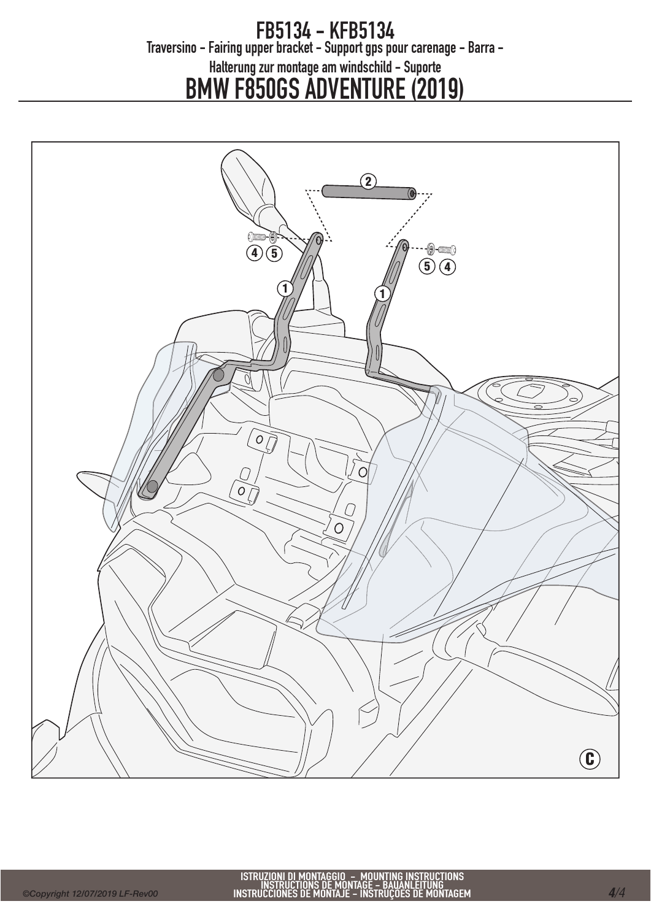# FB5134 - KFB5134

Traversino - Fairing upper bracket - Support gps pour carenage - Barra - Halterung zur montage am windschild - Suporte

## BMW F850GS ADVENTURE (2019)

2

4 5

5 4

1

1

C

ISTRUZIONI DI MONTAGGIO - MOUNTING INSTRUCTIONS
INSTRUCTIONS DE MONTAGE - BAUANLEITUNG
INSTRUCCIONES DE MONTAJE - INSTRUÇÕES DE MONTAGEM

©Copyright 12/07/2019 LF-Rev00